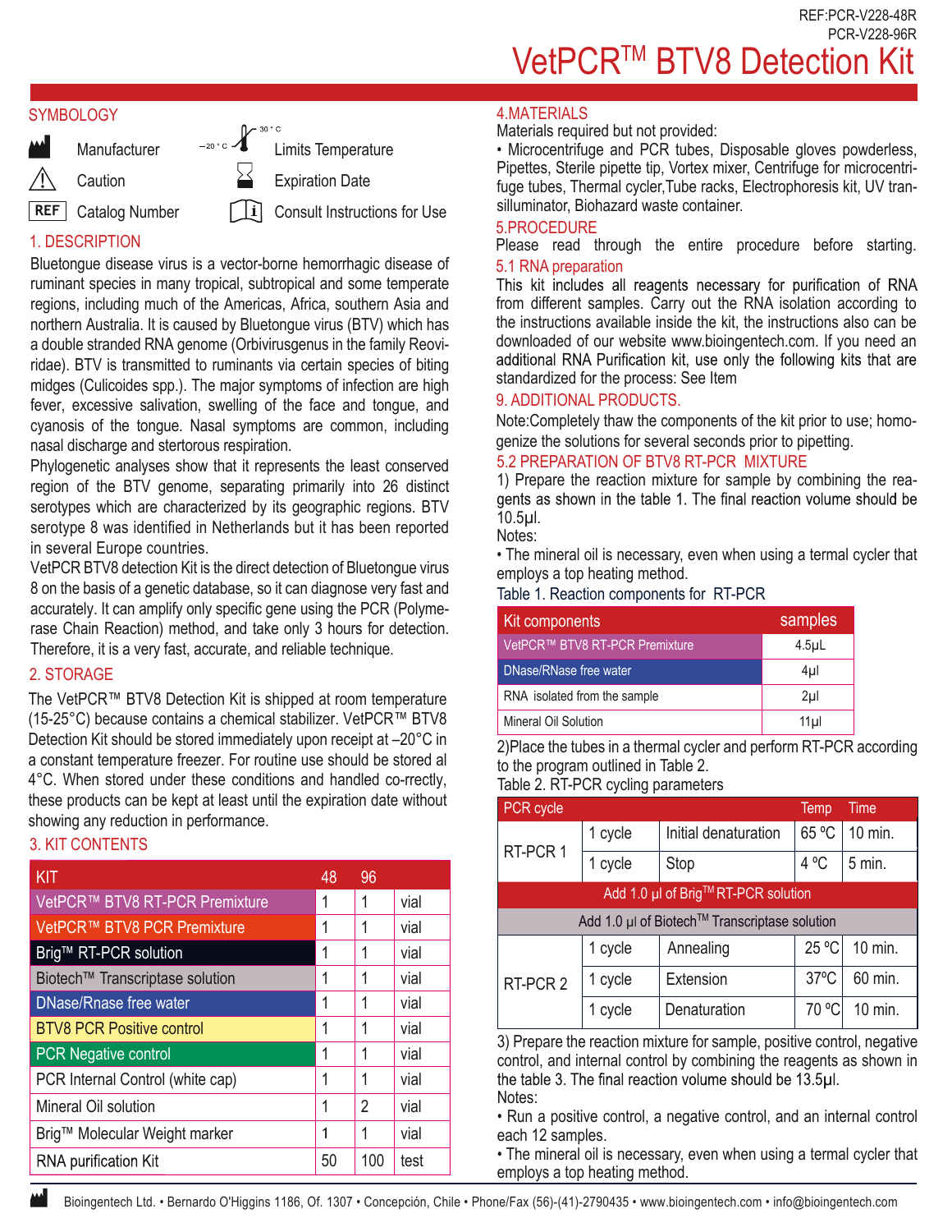REF:PCR-V228-48R
PCR-V228-96R

# VetPCR™ BTV8 Detection Kit

## SYMBOLOGY

| | | | |
|---|---|---|---|
| | Manufacturer | −20 °C / 30 °C | Limits Temperature |
| | Caution | | Expiration Date |
| REF | Catalog Number | | Consult Instructions for Use |

## 1. DESCRIPTION

Bluetongue disease virus is a vector-borne hemorrhagic disease of ruminant species in many tropical, subtropical and some temperate regions, including much of the Americas, Africa, southern Asia and northern Australia. It is caused by Bluetongue virus (BTV) which has a double stranded RNA genome (Orbivirusgenus in the family Reoviridae). BTV is transmitted to ruminants via certain species of biting midges (Culicoides spp.). The major symptoms of infection are high fever, excessive salivation, swelling of the face and tongue, and cyanosis of the tongue. Nasal symptoms are common, including nasal discharge and stertorous respiration.

Phylogenetic analyses show that it represents the least conserved region of the BTV genome, separating primarily into 26 distinct serotypes which are characterized by its geographic regions. BTV serotype 8 was identified in Netherlands but it has been reported in several Europe countries.

VetPCR BTV8 detection Kit is the direct detection of Bluetongue virus 8 on the basis of a genetic database, so it can diagnose very fast and accurately. It can amplify only specific gene using the PCR (Polymerase Chain Reaction) method, and take only 3 hours for detection. Therefore, it is a very fast, accurate, and reliable technique.

## 2. STORAGE

The VetPCR™ BTV8 Detection Kit is shipped at room temperature (15-25°C) because contains a chemical stabilizer. VetPCR™ BTV8 Detection Kit should be stored immediately upon receipt at –20°C in a constant temperature freezer. For routine use should be stored al 4°C. When stored under these conditions and handled co-rrectly, these products can be kept at least until the expiration date without showing any reduction in performance.

## 3. KIT CONTENTS

| KIT | 48 | 96 | |
|---|---|---|---|
| VetPCR™ BTV8 RT-PCR Premixture | 1 | 1 | vial |
| VetPCR™ BTV8 PCR Premixture | 1 | 1 | vial |
| Brig™ RT-PCR solution | 1 | 1 | vial |
| Biotech™ Transcriptase solution | 1 | 1 | vial |
| DNase/Rnase free water | 1 | 1 | vial |
| BTV8 PCR Positive control | 1 | 1 | vial |
| PCR Negative control | 1 | 1 | vial |
| PCR Internal Control (white cap) | 1 | 1 | vial |
| Mineral Oil solution | 1 | 2 | vial |
| Brig™ Molecular Weight marker | 1 | 1 | vial |
| RNA purification Kit | 50 | 100 | test |

## 4.MATERIALS

Materials required but not provided:

• Microcentrifuge and PCR tubes, Disposable gloves powderless, Pipettes, Sterile pipette tip, Vortex mixer, Centrifuge for microcentrifuge tubes, Thermal cycler,Tube racks, Electrophoresis kit, UV transilluminator, Biohazard waste container.

## 5.PROCEDURE

Please read through the entire procedure before starting.

### 5.1 RNA preparation

This kit includes all reagents necessary for purification of RNA from different samples. Carry out the RNA isolation according to the instructions available inside the kit, the instructions also can be downloaded of our website www.bioingentech.com. If you need an additional RNA Purification kit, use only the following kits that are standardized for the process: See Item

9. ADDITIONAL PRODUCTS.

Note:Completely thaw the components of the kit prior to use; homogenize the solutions for several seconds prior to pipetting.

### 5.2 PREPARATION OF BTV8 RT-PCR MIXTURE

1) Prepare the reaction mixture for sample by combining the reagents as shown in the table 1. The final reaction volume should be 10.5µl.

Notes:

• The mineral oil is necessary, even when using a termal cycler that employs a top heating method.

Table 1. Reaction components for RT-PCR

| Kit components | samples |
|---|---|
| VetPCR™ BTV8 RT-PCR Premixture | 4.5µL |
| DNase/RNase free water | 4µl |
| RNA isolated from the sample | 2µl |
| Mineral Oil Solution | 11µl |

2)Place the tubes in a thermal cycler and perform RT-PCR according to the program outlined in Table 2.

Table 2. RT-PCR cycling parameters

| PCR cycle | | | Temp | Time |
|---|---|---|---|---|
| RT-PCR 1 | 1 cycle | Initial denaturation | 65 ºC | 10 min. |
| | 1 cycle | Stop | 4 ºC | 5 min. |
| Add 1.0 µl of Brig™ RT-PCR solution | | | | |
| Add 1.0 µl of Biotech™ Transcriptase solution | | | | |
| RT-PCR 2 | 1 cycle | Annealing | 25 ºC | 10 min. |
| | 1 cycle | Extension | 37ºC | 60 min. |
| | 1 cycle | Denaturation | 70 ºC | 10 min. |

3) Prepare the reaction mixture for sample, positive control, negative control, and internal control by combining the reagents as shown in the table 3. The final reaction volume should be 13.5µl.

Notes:

• Run a positive control, a negative control, and an internal control each 12 samples.

• The mineral oil is necessary, even when using a termal cycler that employs a top heating method.

Bioingentech Ltd. • Bernardo O'Higgins 1186, Of. 1307 • Concepción, Chile • Phone/Fax (56)-(41)-2790435 • www.bioingentech.com • info@bioingentech.com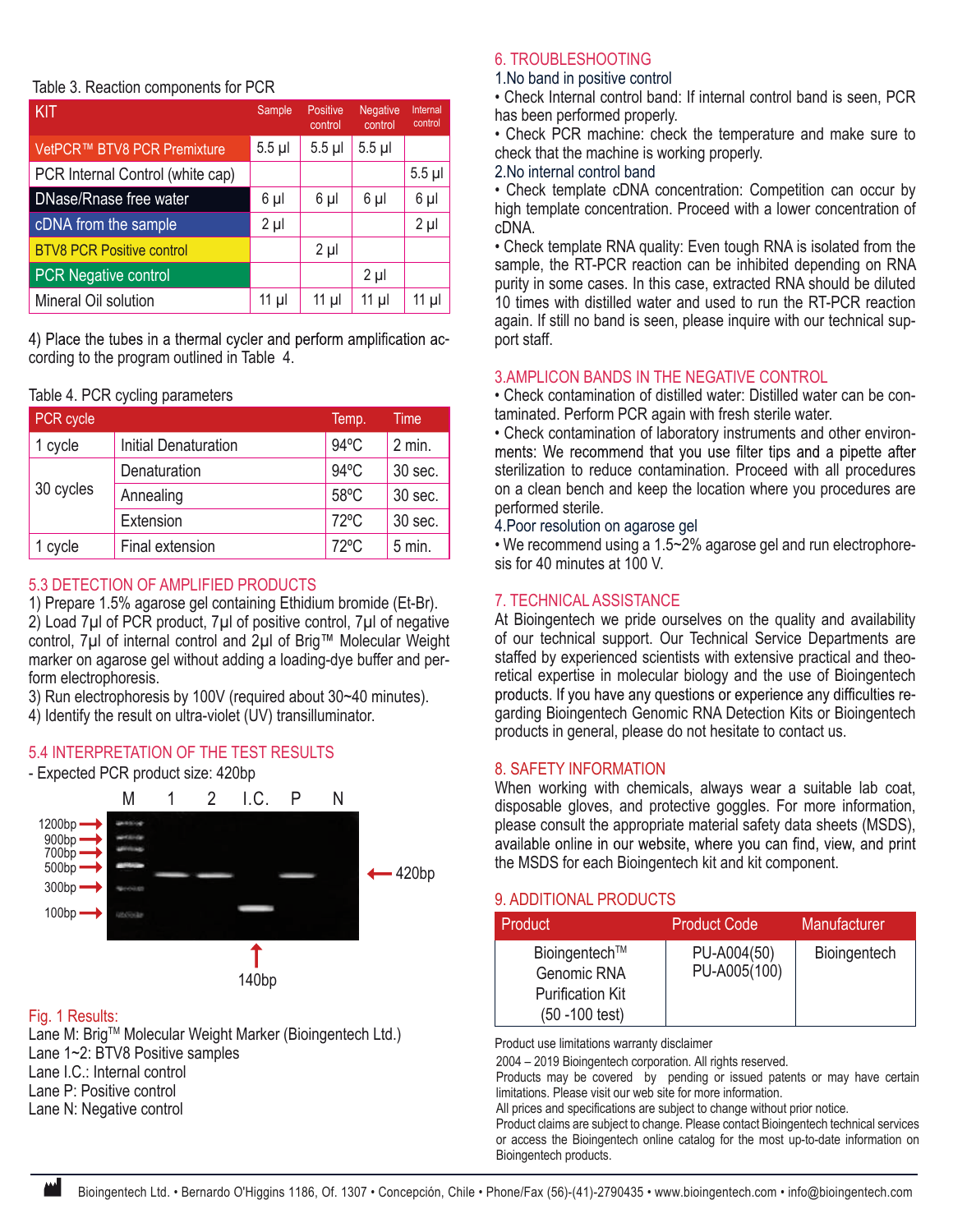Table 3. Reaction components for PCR

| KIT | Sample | Positive control | Negative control | Internal control |
|---|---|---|---|---|
| VetPCR™ BTV8 PCR Premixture | 5.5 µl | 5.5 µl | 5.5 µl | |
| PCR Internal Control (white cap) | | | | 5.5 µl |
| DNase/Rnase free water | 6 µl | 6 µl | 6 µl | 6 µl |
| cDNA from the sample | 2 µl | | | 2 µl |
| BTV8 PCR Positive control | | 2 µl | | |
| PCR Negative control | | | 2 µl | |
| Mineral Oil solution | 11 µl | 11 µl | 11 µl | 11 µl |

4) Place the tubes in a thermal cycler and perform amplification according to the program outlined in Table 4.

Table 4. PCR cycling parameters

| PCR cycle | | Temp. | Time |
|---|---|---|---|
| 1 cycle | Initial Denaturation | 94ºC | 2 min. |
| 30 cycles | Denaturation | 94ºC | 30 sec. |
| | Annealing | 58ºC | 30 sec. |
| | Extension | 72ºC | 30 sec. |
| 1 cycle | Final extension | 72ºC | 5 min. |

## 5.3 DETECTION OF AMPLIFIED PRODUCTS

1) Prepare 1.5% agarose gel containing Ethidium bromide (Et-Br).
2) Load 7µl of PCR product, 7µl of positive control, 7µl of negative control, 7µl of internal control and 2µl of Brig™ Molecular Weight marker on agarose gel without adding a loading-dye buffer and perform electrophoresis.
3) Run electrophoresis by 100V (required about 30~40 minutes).
4) Identify the result on ultra-violet (UV) transilluminator.

## 5.4 INTERPRETATION OF THE TEST RESULTS

- Expected PCR product size: 420bp

M 1 2 I.C. P N

1200bp
900bp
700bp
500bp
300bp
100bp

420bp

140bp

Fig. 1 Results:
Lane M: Brig™ Molecular Weight Marker (Bioingentech Ltd.)
Lane 1~2: BTV8 Positive samples
Lane I.C.: Internal control
Lane P: Positive control
Lane N: Negative control

## 6. TROUBLESHOOTING

1.No band in positive control

- Check Internal control band: If internal control band is seen, PCR has been performed properly.
- Check PCR machine: check the temperature and make sure to check that the machine is working properly.

2.No internal control band

- Check template cDNA concentration: Competition can occur by high template concentration. Proceed with a lower concentration of cDNA.
- Check template RNA quality: Even tough RNA is isolated from the sample, the RT-PCR reaction can be inhibited depending on RNA purity in some cases. In this case, extracted RNA should be diluted 10 times with distilled water and used to run the RT-PCR reaction again. If still no band is seen, please inquire with our technical support staff.

3.AMPLICON BANDS IN THE NEGATIVE CONTROL

- Check contamination of distilled water: Distilled water can be contaminated. Perform PCR again with fresh sterile water.
- Check contamination of laboratory instruments and other environments: We recommend that you use filter tips and a pipette after sterilization to reduce contamination. Proceed with all procedures on a clean bench and keep the location where you procedures are performed sterile.

4.Poor resolution on agarose gel

- We recommend using a 1.5~2% agarose gel and run electrophoresis for 40 minutes at 100 V.

## 7. TECHNICAL ASSISTANCE

At Bioingentech we pride ourselves on the quality and availability of our technical support. Our Technical Service Departments are staffed by experienced scientists with extensive practical and theoretical expertise in molecular biology and the use of Bioingentech products. If you have any questions or experience any difficulties regarding Bioingentech Genomic RNA Detection Kits or Bioingentech products in general, please do not hesitate to contact us.

## 8. SAFETY INFORMATION

When working with chemicals, always wear a suitable lab coat, disposable gloves, and protective goggles. For more information, please consult the appropriate material safety data sheets (MSDS), available online in our website, where you can find, view, and print the MSDS for each Bioingentech kit and kit component.

## 9. ADDITIONAL PRODUCTS

| Product | Product Code | Manufacturer |
|---|---|---|
| Bioingentech™ Genomic RNA Purification Kit (50 -100 test) | PU-A004(50) PU-A005(100) | Bioingentech |

Product use limitations warranty disclaimer

2004 – 2019 Bioingentech corporation. All rights reserved.
Products may be covered by pending or issued patents or may have certain limitations. Please visit our web site for more information.
All prices and specifications are subject to change without prior notice.
Product claims are subject to change. Please contact Bioingentech technical services or access the Bioingentech online catalog for the most up-to-date information on Bioingentech products.

Bioingentech Ltd. • Bernardo O'Higgins 1186, Of. 1307 • Concepción, Chile • Phone/Fax (56)-(41)-2790435 • www.bioingentech.com • info@bioingentech.com